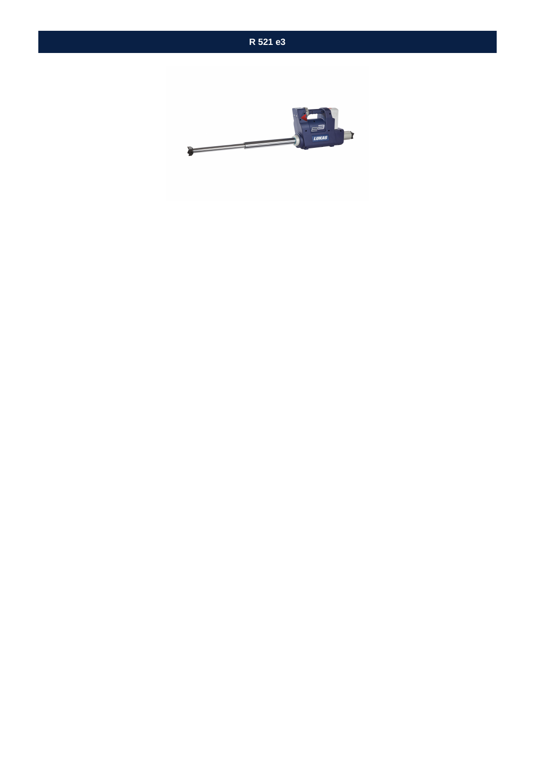# R 521 e3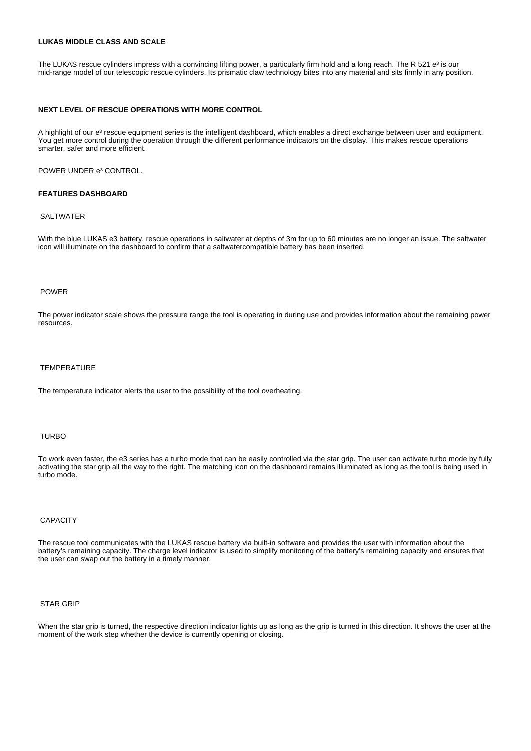**LUKAS MIDDLE CLASS AND SCALE**

The LUKAS rescue cylinders impress with a convincing lifting power, a particularly firm hold and a long reach. The R 521 e³ is our mid-range model of our telescopic rescue cylinders. Its prismatic claw technology bites into any material and sits firmly in any position.

**NEXT LEVEL OF RESCUE OPERATIONS WITH MORE CONTROL**

A highlight of our e³ rescue equipment series is the intelligent dashboard, which enables a direct exchange between user and equipment. You get more control during the operation through the different performance indicators on the display. This makes rescue operations smarter, safer and more efficient.

POWER UNDER e³ CONTROL.

**FEATURES DASHBOARD**

SALTWATER

With the blue LUKAS e3 battery, rescue operations in saltwater at depths of 3m for up to 60 minutes are no longer an issue. The saltwater icon will illuminate on the dashboard to confirm that a saltwatercompatible battery has been inserted.

POWER

The power indicator scale shows the pressure range the tool is operating in during use and provides information about the remaining power resources.

TEMPERATURE

The temperature indicator alerts the user to the possibility of the tool overheating.

TURBO

To work even faster, the e3 series has a turbo mode that can be easily controlled via the star grip. The user can activate turbo mode by fully activating the star grip all the way to the right. The matching icon on the dashboard remains illuminated as long as the tool is being used in turbo mode.

CAPACITY

The rescue tool communicates with the LUKAS rescue battery via built-in software and provides the user with information about the battery's remaining capacity. The charge level indicator is used to simplify monitoring of the battery's remaining capacity and ensures that the user can swap out the battery in a timely manner.

STAR GRIP

When the star grip is turned, the respective direction indicator lights up as long as the grip is turned in this direction. It shows the user at the moment of the work step whether the device is currently opening or closing.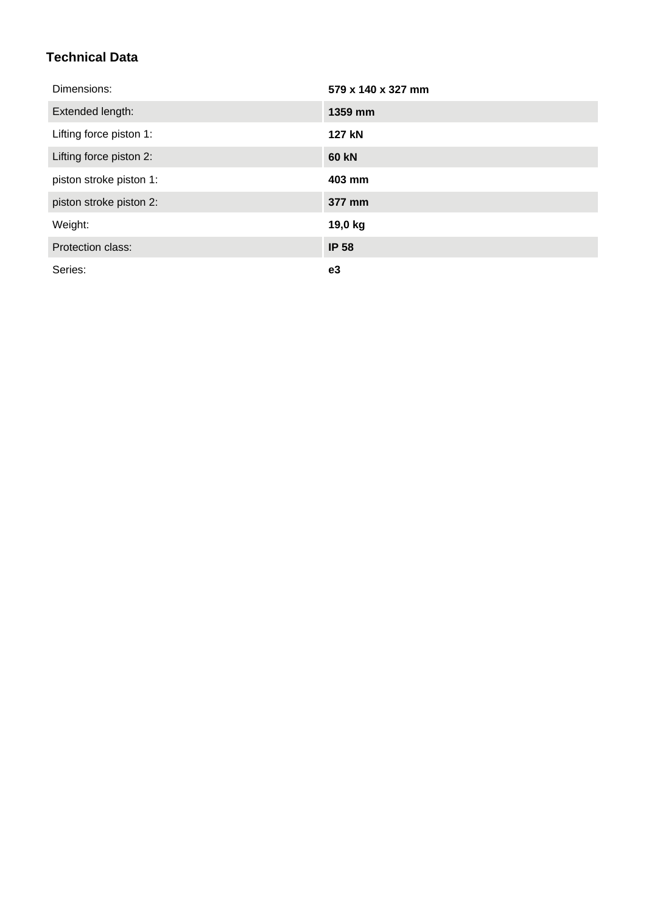## Technical Data

| | |
|---|---|
| Dimensions: | **579 x 140 x 327 mm** |
| Extended length: | **1359 mm** |
| Lifting force piston 1: | **127 kN** |
| Lifting force piston 2: | **60 kN** |
| piston stroke piston 1: | **403 mm** |
| piston stroke piston 2: | **377 mm** |
| Weight: | **19,0 kg** |
| Protection class: | **IP 58** |
| Series: | **e3** |